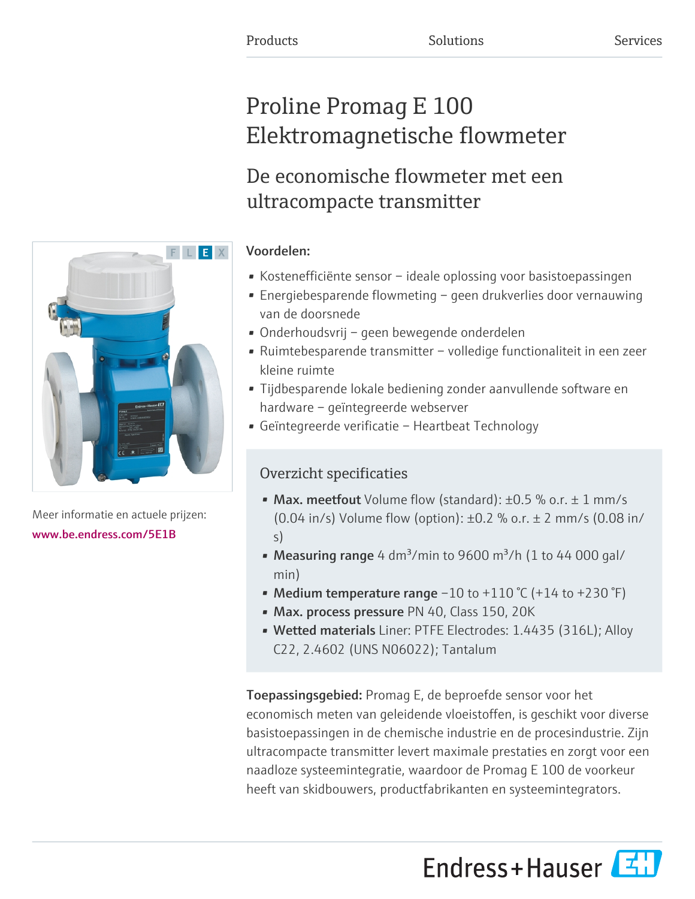Products Solutions Services

# Proline Promag E 100 Elektromagnetische flowmeter

## De economische flowmeter met een ultracompacte transmitter

Meer informatie en actuele prijzen:
www.be.endress.com/5E1B

### Voordelen:

- Kostenefficiënte sensor – ideale oplossing voor basistoepassingen
- Energiebesparende flowmeting – geen drukverlies door vernauwing van de doorsnede
- Onderhoudsvrij – geen bewegende onderdelen
- Ruimtebesparende transmitter – volledige functionaliteit in een zeer kleine ruimte
- Tijdbesparende lokale bediening zonder aanvullende software en hardware – geïntegreerde webserver
- Geïntegreerde verificatie – Heartbeat Technology

### Overzicht specificaties

- **Max. meetfout** Volume flow (standard): ±0.5 % o.r. ± 1 mm/s (0.04 in/s) Volume flow (option): ±0.2 % o.r. ± 2 mm/s (0.08 in/s)
- **Measuring range** 4 dm³/min to 9600 m³/h (1 to 44 000 gal/min)
- **Medium temperature range** −10 to +110 °C (+14 to +230 °F)
- **Max. process pressure** PN 40, Class 150, 20K
- **Wetted materials** Liner: PTFE Electrodes: 1.4435 (316L); Alloy C22, 2.4602 (UNS N06022); Tantalum

**Toepassingsgebied:** Promag E, de beproefde sensor voor het economisch meten van geleidende vloeistoffen, is geschikt voor diverse basistoepassingen in de chemische industrie en de procesindustrie. Zijn ultracompacte transmitter levert maximale prestaties en zorgt voor een naadloze systeemintegratie, waardoor de Promag E 100 de voorkeur heeft van skidbouwers, productfabrikanten en systeemintegrators.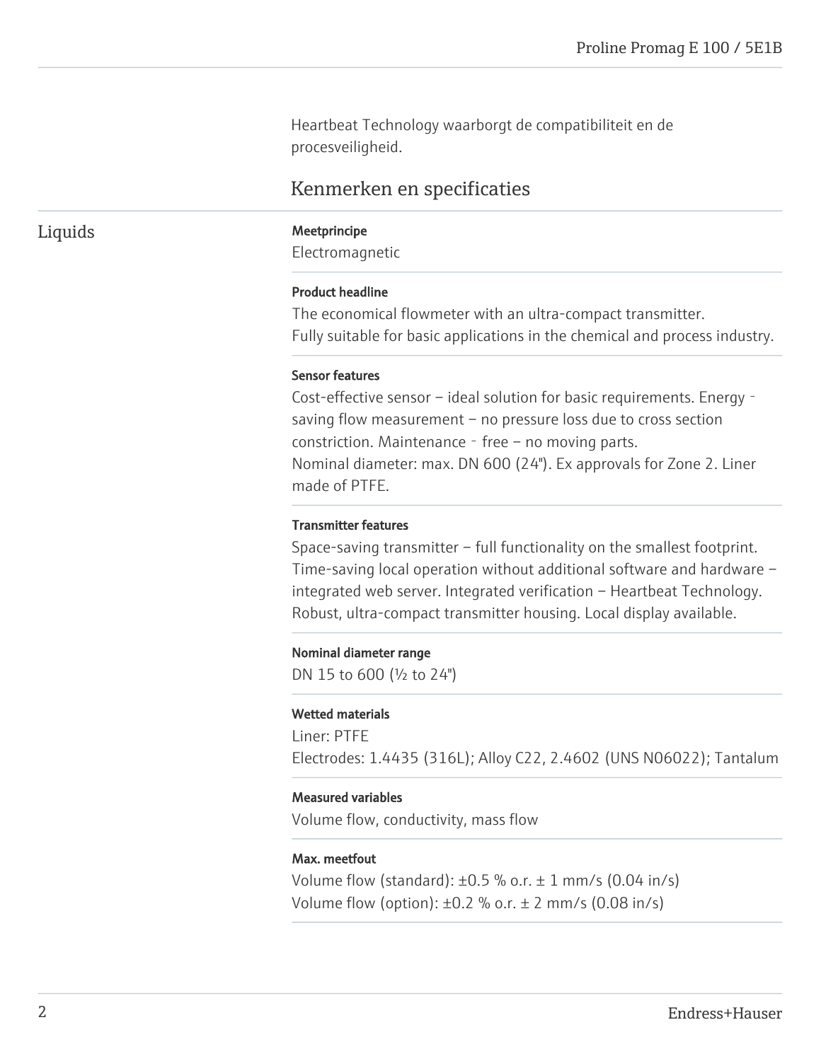Heartbeat Technology waarborgt de compatibiliteit en de procesveiligheid.

## Kenmerken en specificaties

### Liquids

**Meetprincipe**

Electromagnetic

**Product headline**

The economical flowmeter with an ultra-compact transmitter.
Fully suitable for basic applications in the chemical and process industry.

**Sensor features**

Cost-effective sensor – ideal solution for basic requirements. Energy‐saving flow measurement – no pressure loss due to cross section constriction. Maintenance‐free – no moving parts.
Nominal diameter: max. DN 600 (24"). Ex approvals for Zone 2. Liner made of PTFE.

**Transmitter features**

Space-saving transmitter – full functionality on the smallest footprint. Time-saving local operation without additional software and hardware – integrated web server. Integrated verification – Heartbeat Technology. Robust, ultra-compact transmitter housing. Local display available.

**Nominal diameter range**

DN 15 to 600 (½ to 24")

**Wetted materials**

Liner: PTFE
Electrodes: 1.4435 (316L); Alloy C22, 2.4602 (UNS N06022); Tantalum

**Measured variables**

Volume flow, conductivity, mass flow

**Max. meetfout**

Volume flow (standard): ±0.5 % o.r. ± 1 mm/s (0.04 in/s)
Volume flow (option): ±0.2 % o.r. ± 2 mm/s (0.08 in/s)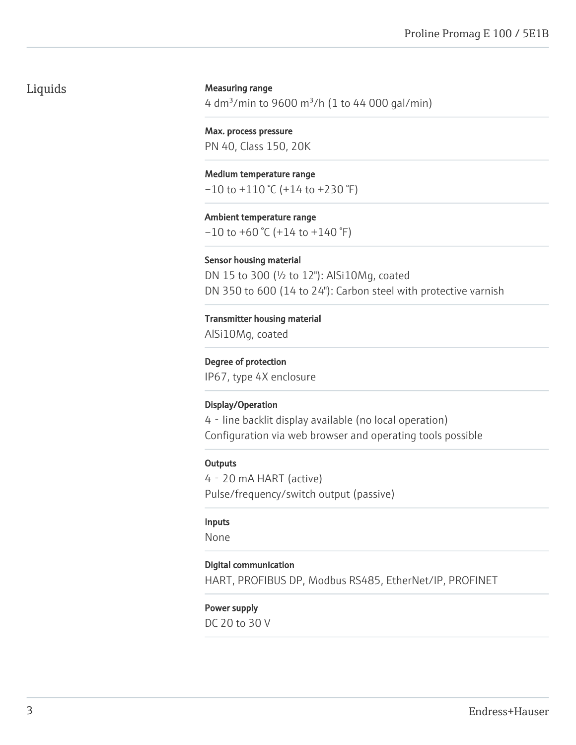## Liquids

**Measuring range**

4 dm³/min to 9600 m³/h (1 to 44 000 gal/min)

**Max. process pressure**

PN 40, Class 150, 20K

**Medium temperature range**

−10 to +110 °C (+14 to +230 °F)

**Ambient temperature range**

−10 to +60 °C (+14 to +140 °F)

**Sensor housing material**

DN 15 to 300 (½ to 12"): AlSi10Mg, coated
DN 350 to 600 (14 to 24"): Carbon steel with protective varnish

**Transmitter housing material**

AlSi10Mg, coated

**Degree of protection**

IP67, type 4X enclosure

**Display/Operation**

4 - line backlit display available (no local operation)
Configuration via web browser and operating tools possible

**Outputs**

4 - 20 mA HART (active)
Pulse/frequency/switch output (passive)

**Inputs**

None

**Digital communication**

HART, PROFIBUS DP, Modbus RS485, EtherNet/IP, PROFINET

**Power supply**

DC 20 to 30 V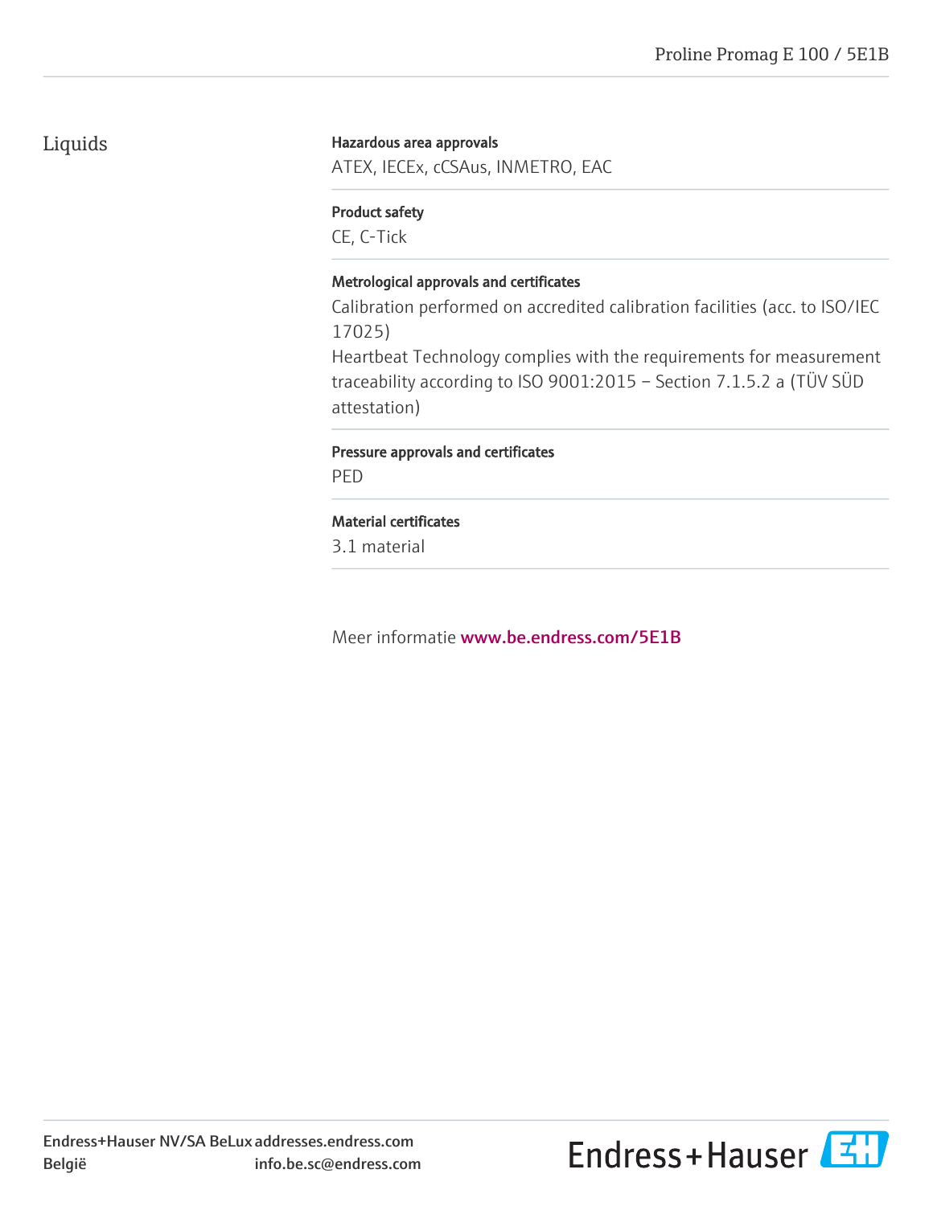## Liquids

**Hazardous area approvals**

ATEX, IECEx, cCSAus, INMETRO, EAC

**Product safety**

CE, C-Tick

**Metrological approvals and certificates**

Calibration performed on accredited calibration facilities (acc. to ISO/IEC 17025)
Heartbeat Technology complies with the requirements for measurement traceability according to ISO 9001:2015 – Section 7.1.5.2 a (TÜV SÜD attestation)

**Pressure approvals and certificates**

PED

**Material certificates**

3.1 material

Meer informatie **www.be.endress.com/5E1B**

Endress+Hauser NV/SA BeLux
België

addresses.endress.com
info.be.sc@endress.com

Endress+Hauser